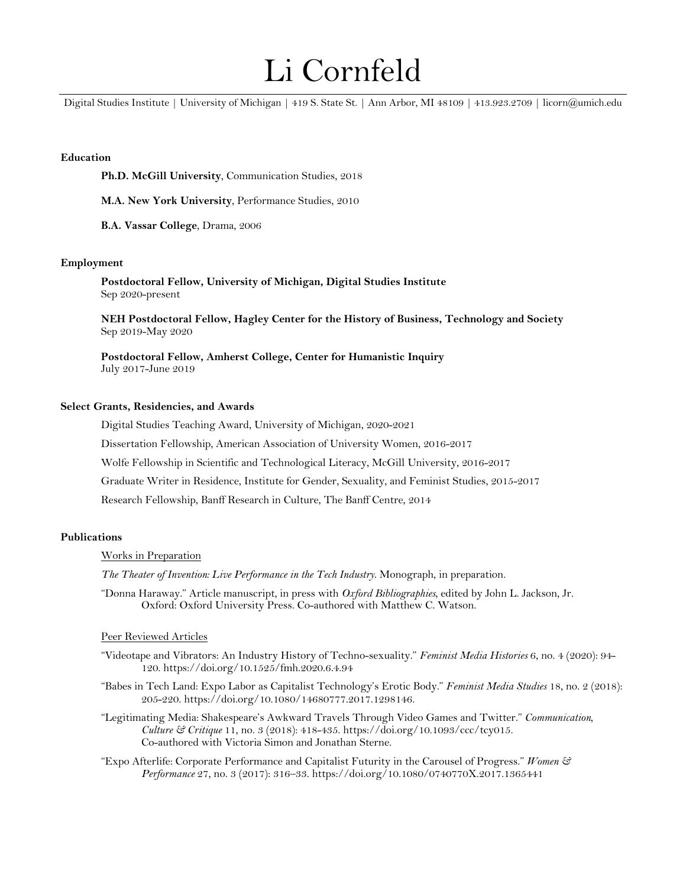# Li Cornfeld

Digital Studies Institute | University of Michigan | 419 S. State St. | Ann Arbor, MI 48109 | 413.923.2709 | licorn@umich.edu

## Education

**Ph.D. McGill University**, Communication Studies, 2018

**M.A. New York University**, Performance Studies, 2010

**B.A. Vassar College**, Drama, 2006

## Employment

**Postdoctoral Fellow, University of Michigan, Digital Studies Institute**
Sep 2020-present

**NEH Postdoctoral Fellow, Hagley Center for the History of Business, Technology and Society**
Sep 2019-May 2020

**Postdoctoral Fellow, Amherst College, Center for Humanistic Inquiry**
July 2017-June 2019

## Select Grants, Residencies, and Awards

Digital Studies Teaching Award, University of Michigan, 2020-2021

Dissertation Fellowship, American Association of University Women, 2016-2017

Wolfe Fellowship in Scientific and Technological Literacy, McGill University, 2016-2017

Graduate Writer in Residence, Institute for Gender, Sexuality, and Feminist Studies, 2015-2017

Research Fellowship, Banff Research in Culture, The Banff Centre, 2014

## Publications

### Works in Preparation

*The Theater of Invention: Live Performance in the Tech Industry.* Monograph, in preparation.

"Donna Haraway." Article manuscript, in press with *Oxford Bibliographies*, edited by John L. Jackson, Jr. Oxford: Oxford University Press. Co-authored with Matthew C. Watson.

### Peer Reviewed Articles

"Videotape and Vibrators: An Industry History of Techno-sexuality." *Feminist Media Histories* 6, no. 4 (2020): 94-120. https://doi.org/10.1525/fmh.2020.6.4.94

"Babes in Tech Land: Expo Labor as Capitalist Technology's Erotic Body." *Feminist Media Studies* 18, no. 2 (2018): 205-220. https://doi.org/10.1080/14680777.2017.1298146.

"Legitimating Media: Shakespeare's Awkward Travels Through Video Games and Twitter." *Communication, Culture & Critique* 11, no. 3 (2018): 418-435. https://doi.org/10.1093/ccc/tcy015. Co-authored with Victoria Simon and Jonathan Sterne.

"Expo Afterlife: Corporate Performance and Capitalist Futurity in the Carousel of Progress." *Women & Performance* 27, no. 3 (2017): 316–33. https://doi.org/10.1080/0740770X.2017.1365441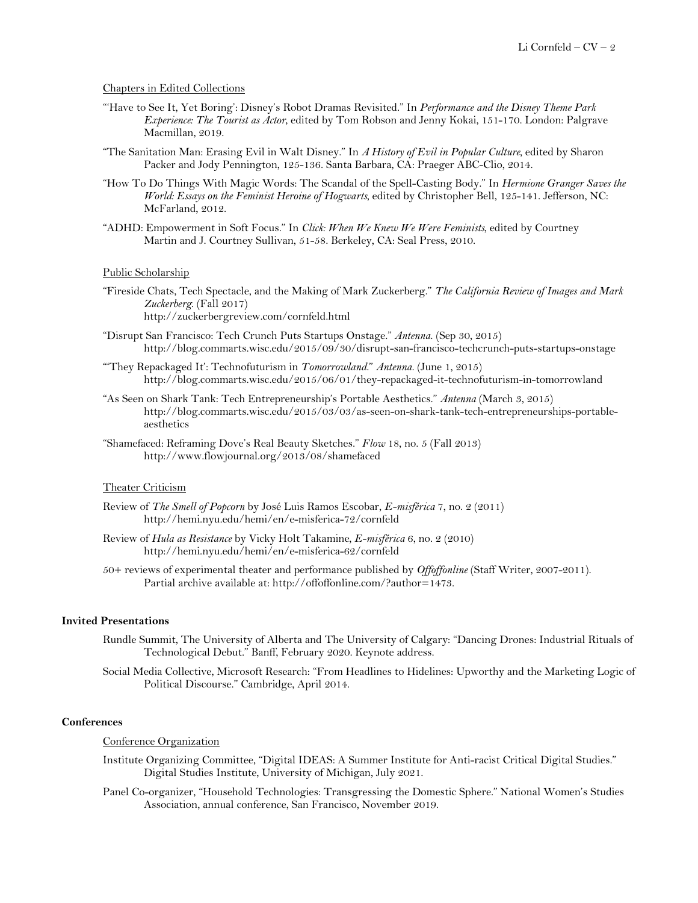#### Chapters in Edited Collections

"'Have to See It, Yet Boring': Disney's Robot Dramas Revisited." In *Performance and the Disney Theme Park Experience: The Tourist as Actor*, edited by Tom Robson and Jenny Kokai, 151-170. London: Palgrave Macmillan, 2019.

"The Sanitation Man: Erasing Evil in Walt Disney." In *A History of Evil in Popular Culture*, edited by Sharon Packer and Jody Pennington, 125-136. Santa Barbara, CA: Praeger ABC-Clio, 2014.

"How To Do Things With Magic Words: The Scandal of the Spell-Casting Body." In *Hermione Granger Saves the World: Essays on the Feminist Heroine of Hogwarts*, edited by Christopher Bell, 125-141. Jefferson, NC: McFarland, 2012.

"ADHD: Empowerment in Soft Focus." In *Click: When We Knew We Were Feminists*, edited by Courtney Martin and J. Courtney Sullivan, 51-58. Berkeley, CA: Seal Press, 2010.

#### Public Scholarship

"Fireside Chats, Tech Spectacle, and the Making of Mark Zuckerberg." *The California Review of Images and Mark Zuckerberg*. (Fall 2017)
http://zuckerbergreview.com/cornfeld.html

"Disrupt San Francisco: Tech Crunch Puts Startups Onstage." *Antenna*. (Sep 30, 2015)
http://blog.commarts.wisc.edu/2015/09/30/disrupt-san-francisco-techcrunch-puts-startups-onstage

"'They Repackaged It': Technofuturism in *Tomorrowland*." *Antenna*. (June 1, 2015)
http://blog.commarts.wisc.edu/2015/06/01/they-repackaged-it-technofuturism-in-tomorrowland

"As Seen on Shark Tank: Tech Entrepreneurship's Portable Aesthetics." *Antenna* (March 3, 2015)
http://blog.commarts.wisc.edu/2015/03/03/as-seen-on-shark-tank-tech-entrepreneurships-portable-aesthetics

"Shamefaced: Reframing Dove's Real Beauty Sketches." *Flow* 18, no. 5 (Fall 2013)
http://www.flowjournal.org/2013/08/shamefaced

#### Theater Criticism

Review of *The Smell of Popcorn* by José Luis Ramos Escobar, *E-misférica* 7, no. 2 (2011)
http://hemi.nyu.edu/hemi/en/e-misferica-72/cornfeld

Review of *Hula as Resistance* by Vicky Holt Takamine, *E-misférica* 6, no. 2 (2010)
http://hemi.nyu.edu/hemi/en/e-misferica-62/cornfeld

50+ reviews of experimental theater and performance published by *Offoffonline* (Staff Writer, 2007-2011). Partial archive available at: http://offoffonline.com/?author=1473.

### Invited Presentations

Rundle Summit, The University of Alberta and The University of Calgary: "Dancing Drones: Industrial Rituals of Technological Debut." Banff, February 2020. Keynote address.

Social Media Collective, Microsoft Research: "From Headlines to Hidelines: Upworthy and the Marketing Logic of Political Discourse." Cambridge, April 2014.

### Conferences

#### Conference Organization

Institute Organizing Committee, "Digital IDEAS: A Summer Institute for Anti-racist Critical Digital Studies." Digital Studies Institute, University of Michigan, July 2021.

Panel Co-organizer, "Household Technologies: Transgressing the Domestic Sphere." National Women's Studies Association, annual conference, San Francisco, November 2019.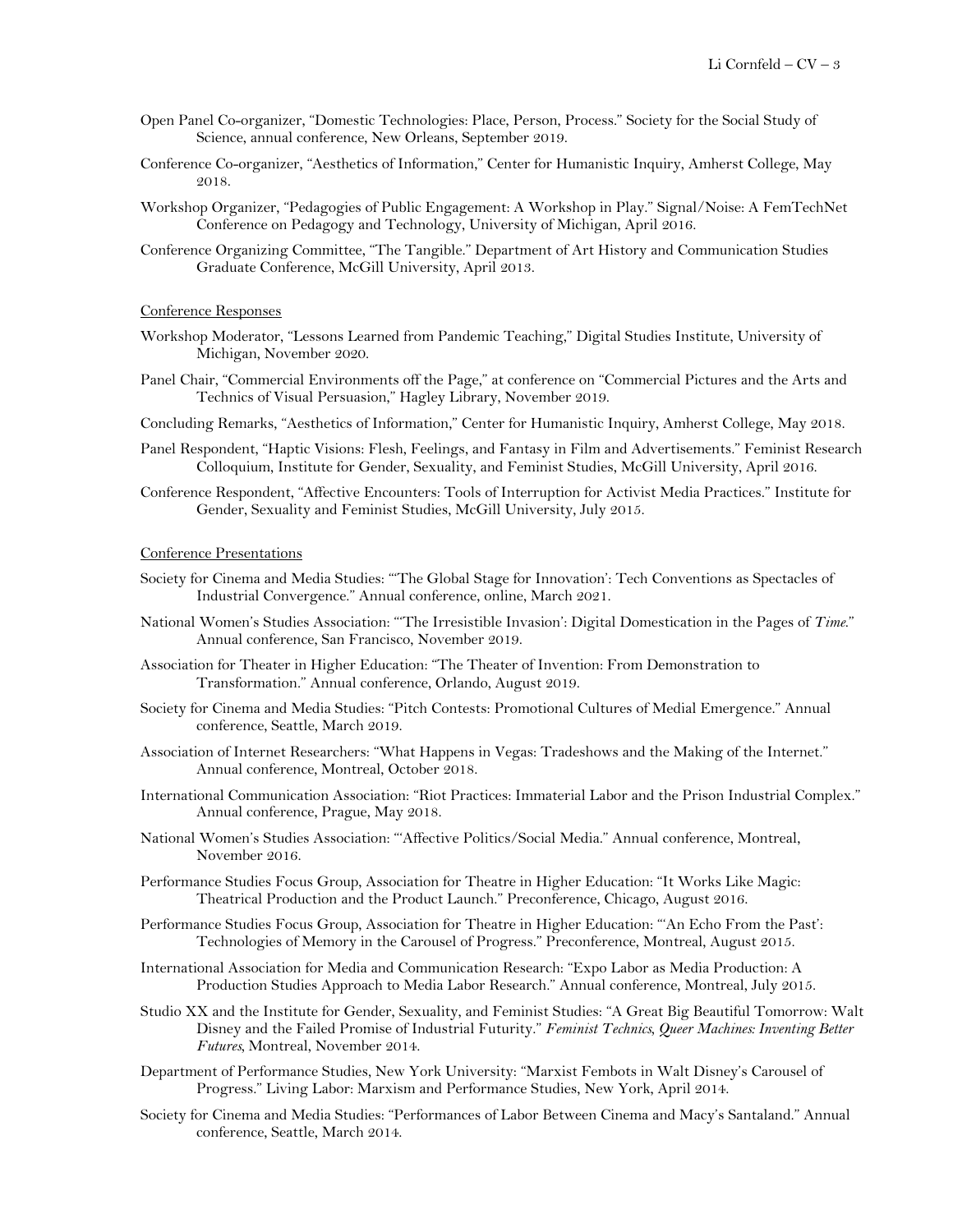Open Panel Co-organizer, "Domestic Technologies: Place, Person, Process." Society for the Social Study of Science, annual conference, New Orleans, September 2019.

Conference Co-organizer, "Aesthetics of Information," Center for Humanistic Inquiry, Amherst College, May 2018.

Workshop Organizer, "Pedagogies of Public Engagement: A Workshop in Play." Signal/Noise: A FemTechNet Conference on Pedagogy and Technology, University of Michigan, April 2016.

Conference Organizing Committee, "The Tangible." Department of Art History and Communication Studies Graduate Conference, McGill University, April 2013.

### Conference Responses

Workshop Moderator, "Lessons Learned from Pandemic Teaching," Digital Studies Institute, University of Michigan, November 2020.

Panel Chair, "Commercial Environments off the Page," at conference on "Commercial Pictures and the Arts and Technics of Visual Persuasion," Hagley Library, November 2019.

Concluding Remarks, "Aesthetics of Information," Center for Humanistic Inquiry, Amherst College, May 2018.

Panel Respondent, "Haptic Visions: Flesh, Feelings, and Fantasy in Film and Advertisements." Feminist Research Colloquium, Institute for Gender, Sexuality, and Feminist Studies, McGill University, April 2016.

Conference Respondent, "Affective Encounters: Tools of Interruption for Activist Media Practices." Institute for Gender, Sexuality and Feminist Studies, McGill University, July 2015.

### Conference Presentations

Society for Cinema and Media Studies: "'The Global Stage for Innovation': Tech Conventions as Spectacles of Industrial Convergence." Annual conference, online, March 2021.

National Women's Studies Association: "'The Irresistible Invasion': Digital Domestication in the Pages of *Time*." Annual conference, San Francisco, November 2019.

Association for Theater in Higher Education: "The Theater of Invention: From Demonstration to Transformation." Annual conference, Orlando, August 2019.

Society for Cinema and Media Studies: "Pitch Contests: Promotional Cultures of Medial Emergence." Annual conference, Seattle, March 2019.

Association of Internet Researchers: "What Happens in Vegas: Tradeshows and the Making of the Internet." Annual conference, Montreal, October 2018.

International Communication Association: "Riot Practices: Immaterial Labor and the Prison Industrial Complex." Annual conference, Prague, May 2018.

National Women's Studies Association: "'Affective Politics/Social Media." Annual conference, Montreal, November 2016.

Performance Studies Focus Group, Association for Theatre in Higher Education: "It Works Like Magic: Theatrical Production and the Product Launch." Preconference, Chicago, August 2016.

Performance Studies Focus Group, Association for Theatre in Higher Education: "'An Echo From the Past': Technologies of Memory in the Carousel of Progress." Preconference, Montreal, August 2015.

International Association for Media and Communication Research: "Expo Labor as Media Production: A Production Studies Approach to Media Labor Research." Annual conference, Montreal, July 2015.

Studio XX and the Institute for Gender, Sexuality, and Feminist Studies: "A Great Big Beautiful Tomorrow: Walt Disney and the Failed Promise of Industrial Futurity." *Feminist Technics, Queer Machines: Inventing Better Futures*, Montreal, November 2014.

Department of Performance Studies, New York University: "Marxist Fembots in Walt Disney's Carousel of Progress." Living Labor: Marxism and Performance Studies, New York, April 2014.

Society for Cinema and Media Studies: "Performances of Labor Between Cinema and Macy's Santaland." Annual conference, Seattle, March 2014.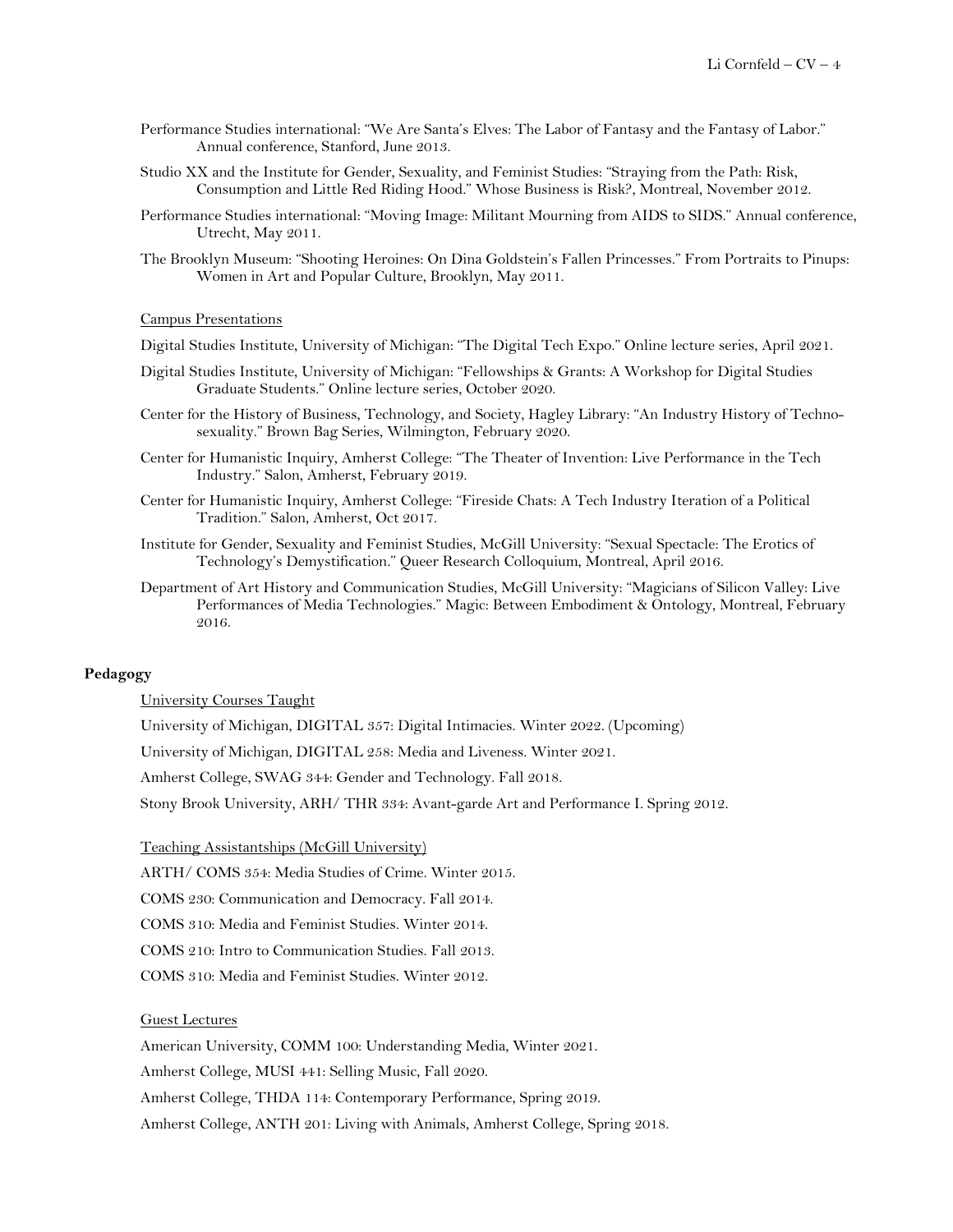Performance Studies international: "We Are Santa's Elves: The Labor of Fantasy and the Fantasy of Labor." Annual conference, Stanford, June 2013.

Studio XX and the Institute for Gender, Sexuality, and Feminist Studies: "Straying from the Path: Risk, Consumption and Little Red Riding Hood." Whose Business is Risk?, Montreal, November 2012.

Performance Studies international: "Moving Image: Militant Mourning from AIDS to SIDS." Annual conference, Utrecht, May 2011.

The Brooklyn Museum: "Shooting Heroines: On Dina Goldstein's Fallen Princesses." From Portraits to Pinups: Women in Art and Popular Culture, Brooklyn, May 2011.

<u>Campus Presentations</u>

Digital Studies Institute, University of Michigan: "The Digital Tech Expo." Online lecture series, April 2021.

Digital Studies Institute, University of Michigan: "Fellowships & Grants: A Workshop for Digital Studies Graduate Students." Online lecture series, October 2020.

Center for the History of Business, Technology, and Society, Hagley Library: "An Industry History of Technosexuality." Brown Bag Series, Wilmington, February 2020.

Center for Humanistic Inquiry, Amherst College: "The Theater of Invention: Live Performance in the Tech Industry." Salon, Amherst, February 2019.

Center for Humanistic Inquiry, Amherst College: "Fireside Chats: A Tech Industry Iteration of a Political Tradition." Salon, Amherst, Oct 2017.

Institute for Gender, Sexuality and Feminist Studies, McGill University: "Sexual Spectacle: The Erotics of Technology's Demystification." Queer Research Colloquium, Montreal, April 2016.

Department of Art History and Communication Studies, McGill University: "Magicians of Silicon Valley: Live Performances of Media Technologies." Magic: Between Embodiment & Ontology, Montreal, February 2016.

## Pedagogy

<u>University Courses Taught</u>

University of Michigan, DIGITAL 357: Digital Intimacies. Winter 2022. (Upcoming)

University of Michigan, DIGITAL 258: Media and Liveness. Winter 2021.

Amherst College, SWAG 344: Gender and Technology. Fall 2018.

Stony Brook University, ARH/ THR 334: Avant-garde Art and Performance I. Spring 2012.

<u>Teaching Assistantships (McGill University)</u>

ARTH/ COMS 354: Media Studies of Crime. Winter 2015.

COMS 230: Communication and Democracy. Fall 2014.

COMS 310: Media and Feminist Studies. Winter 2014.

COMS 210: Intro to Communication Studies. Fall 2013.

COMS 310: Media and Feminist Studies. Winter 2012.

<u>Guest Lectures</u>

American University, COMM 100: Understanding Media, Winter 2021.

Amherst College, MUSI 441: Selling Music, Fall 2020.

Amherst College, THDA 114: Contemporary Performance, Spring 2019.

Amherst College, ANTH 201: Living with Animals, Amherst College, Spring 2018.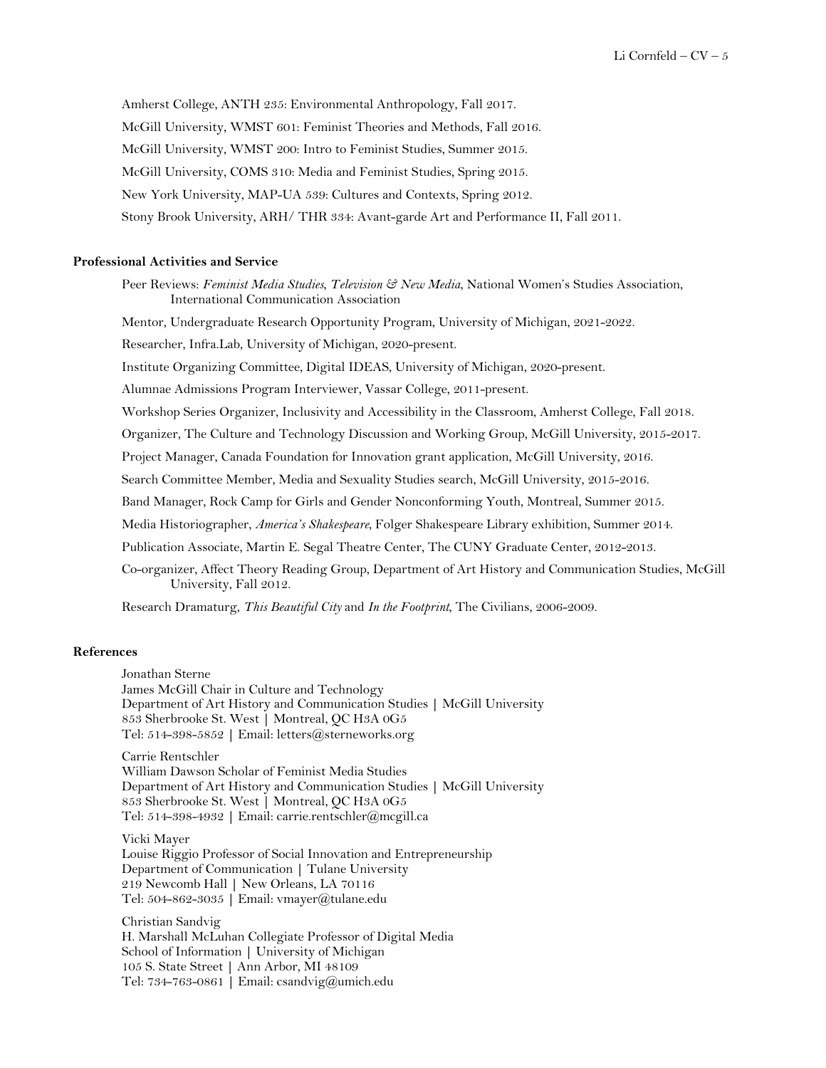Amherst College, ANTH 235: Environmental Anthropology, Fall 2017.

McGill University, WMST 601: Feminist Theories and Methods, Fall 2016.

McGill University, WMST 200: Intro to Feminist Studies, Summer 2015.

McGill University, COMS 310: Media and Feminist Studies, Spring 2015.

New York University, MAP-UA 539: Cultures and Contexts, Spring 2012.

Stony Brook University, ARH/ THR 334: Avant-garde Art and Performance II, Fall 2011.

**Professional Activities and Service**

Peer Reviews: *Feminist Media Studies, Television & New Media*, National Women's Studies Association, International Communication Association

Mentor, Undergraduate Research Opportunity Program, University of Michigan, 2021-2022.

Researcher, Infra.Lab, University of Michigan, 2020-present.

Institute Organizing Committee, Digital IDEAS, University of Michigan, 2020-present.

Alumnae Admissions Program Interviewer, Vassar College, 2011-present.

Workshop Series Organizer, Inclusivity and Accessibility in the Classroom, Amherst College, Fall 2018.

Organizer, The Culture and Technology Discussion and Working Group, McGill University, 2015-2017.

Project Manager, Canada Foundation for Innovation grant application, McGill University, 2016.

Search Committee Member, Media and Sexuality Studies search, McGill University, 2015-2016.

Band Manager, Rock Camp for Girls and Gender Nonconforming Youth, Montreal, Summer 2015.

Media Historiographer, *America's Shakespeare*, Folger Shakespeare Library exhibition, Summer 2014.

Publication Associate, Martin E. Segal Theatre Center, The CUNY Graduate Center, 2012-2013.

Co-organizer, Affect Theory Reading Group, Department of Art History and Communication Studies, McGill University, Fall 2012.

Research Dramaturg, *This Beautiful City* and *In the Footprint*, The Civilians, 2006-2009.

**References**

Jonathan Sterne
James McGill Chair in Culture and Technology
Department of Art History and Communication Studies | McGill University
853 Sherbrooke St. West | Montreal, QC H3A 0G5
Tel: 514-398-5852 | Email: letters@sterneworks.org

Carrie Rentschler
William Dawson Scholar of Feminist Media Studies
Department of Art History and Communication Studies | McGill University
853 Sherbrooke St. West | Montreal, QC H3A 0G5
Tel: 514-398-4932 | Email: carrie.rentschler@mcgill.ca

Vicki Mayer
Louise Riggio Professor of Social Innovation and Entrepreneurship
Department of Communication | Tulane University
219 Newcomb Hall | New Orleans, LA 70116
Tel: 504-862-3035 | Email: vmayer@tulane.edu

Christian Sandvig
H. Marshall McLuhan Collegiate Professor of Digital Media
School of Information | University of Michigan
105 S. State Street | Ann Arbor, MI 48109
Tel: 734-763-0861 | Email: csandvig@umich.edu